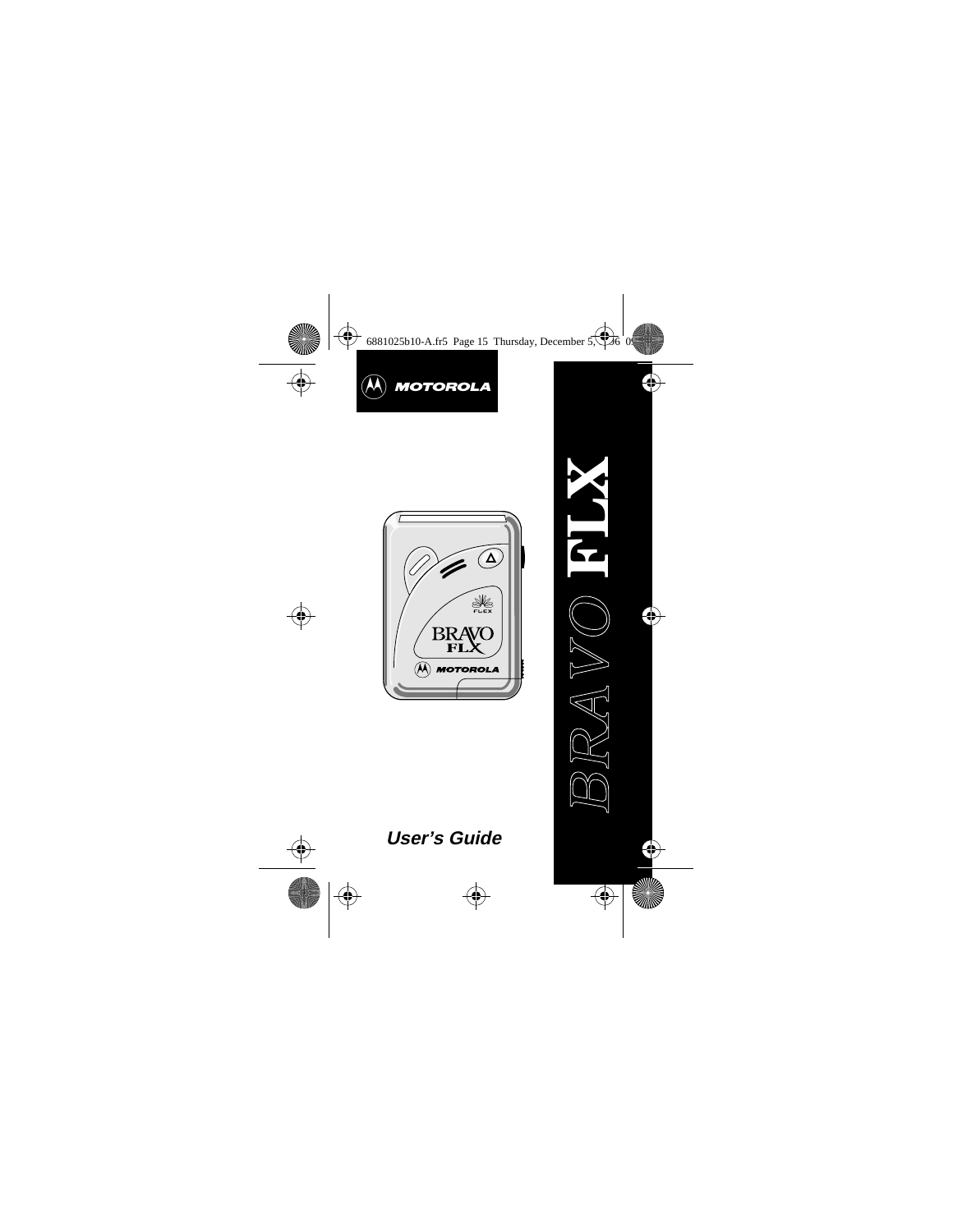MOTOROLA

# BRAVO FLX

## User's Guide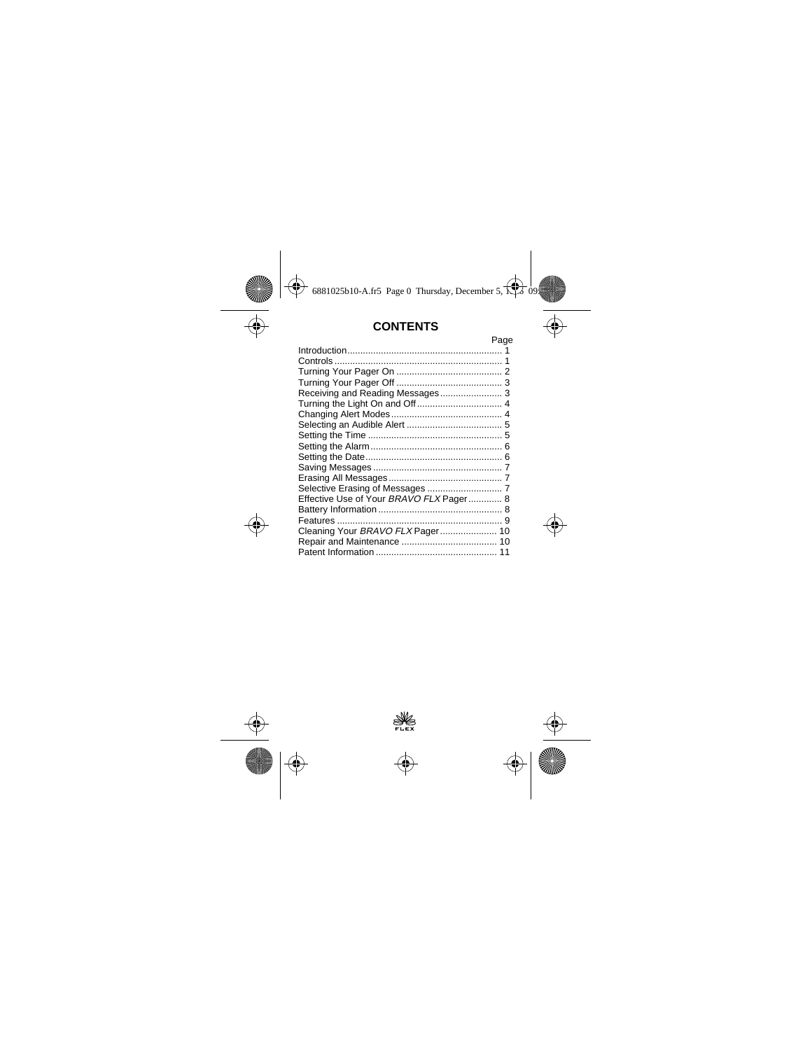# CONTENTS

| | Page |
|---|---|
| Introduction | 1 |
| Controls | 1 |
| Turning Your Pager On | 2 |
| Turning Your Pager Off | 3 |
| Receiving and Reading Messages | 3 |
| Turning the Light On and Off | 4 |
| Changing Alert Modes | 4 |
| Selecting an Audible Alert | 5 |
| Setting the Time | 5 |
| Setting the Alarm | 6 |
| Setting the Date | 6 |
| Saving Messages | 7 |
| Erasing All Messages | 7 |
| Selective Erasing of Messages | 7 |
| Effective Use of Your *BRAVO FLX* Pager | 8 |
| Battery Information | 8 |
| Features | 9 |
| Cleaning Your *BRAVO FLX* Pager | 10 |
| Repair and Maintenance | 10 |
| Patent Information | 11 |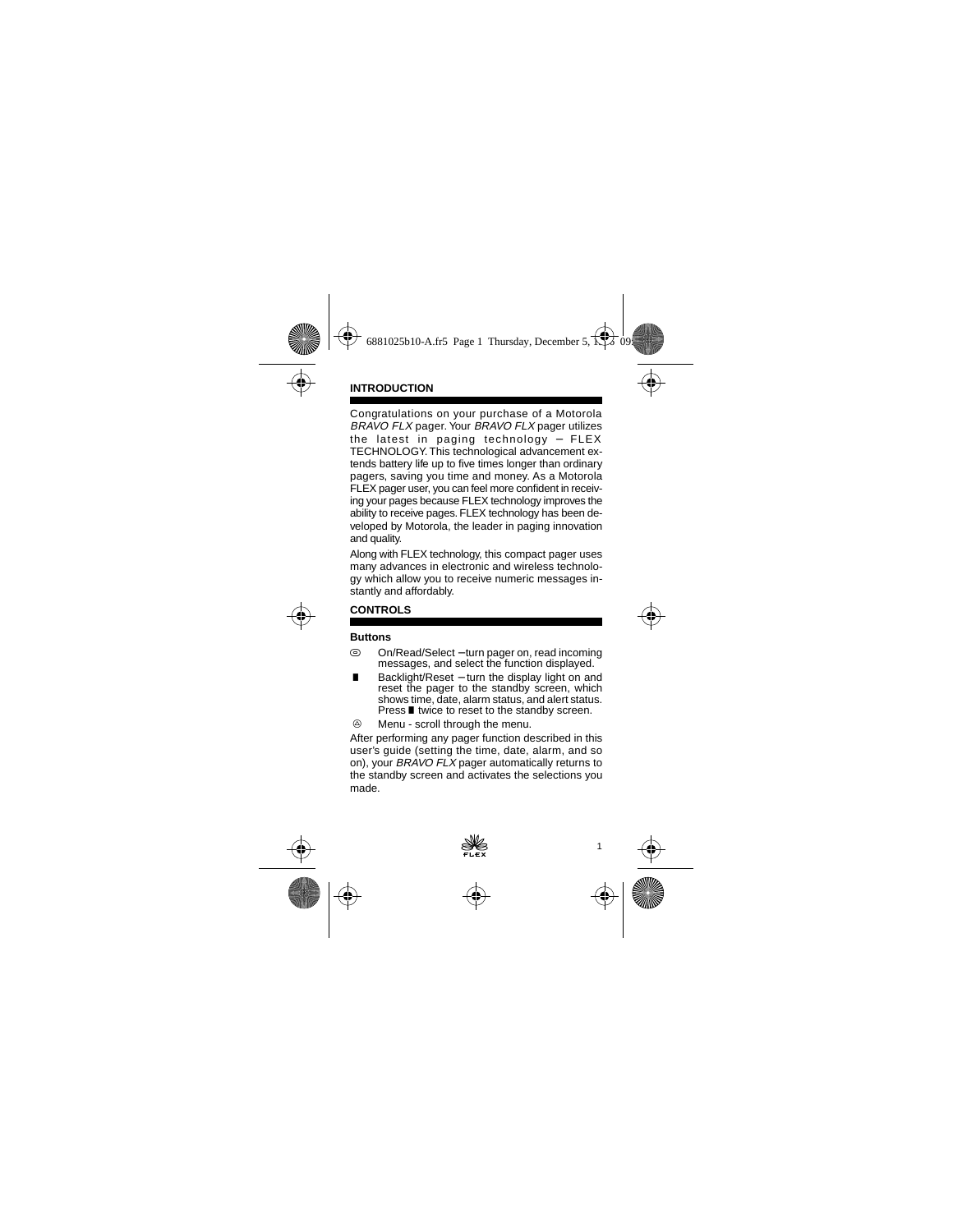## INTRODUCTION

Congratulations on your purchase of a Motorola *BRAVO FLX* pager. Your *BRAVO FLX* pager utilizes the latest in paging technology – FLEX TECHNOLOGY. This technological advancement extends battery life up to five times longer than ordinary pagers, saving you time and money. As a Motorola FLEX pager user, you can feel more confident in receiving your pages because FLEX technology improves the ability to receive pages. FLEX technology has been developed by Motorola, the leader in paging innovation and quality.

Along with FLEX technology, this compact pager uses many advances in electronic and wireless technology which allow you to receive numeric messages instantly and affordably.

## CONTROLS

### Buttons

- On/Read/Select – turn pager on, read incoming messages, and select the function displayed.
- Backlight/Reset – turn the display light on and reset the pager to the standby screen, which shows time, date, alarm status, and alert status. Press ∎ twice to reset to the standby screen.
- Menu - scroll through the menu.

After performing any pager function described in this user's guide (setting the time, date, alarm, and so on), your *BRAVO FLX* pager automatically returns to the standby screen and activates the selections you made.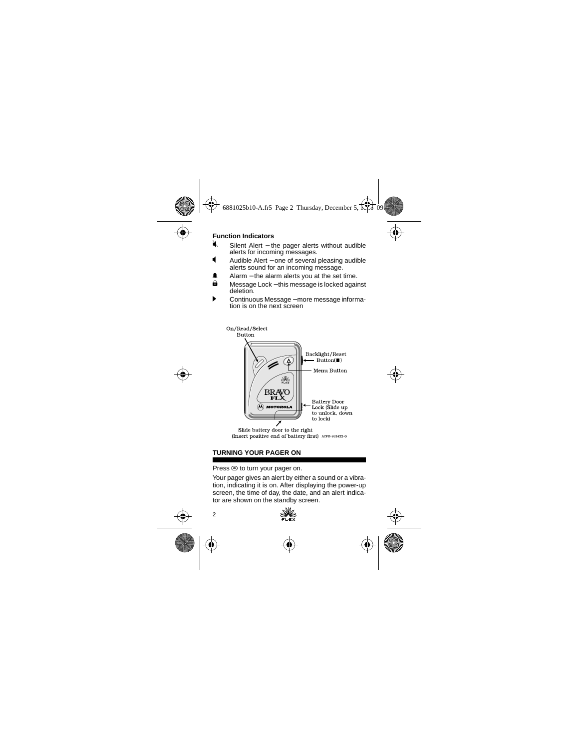### Function Indicators

- Silent Alert – the pager alerts without audible alerts for incoming messages.
- Audible Alert – one of several pleasing audible alerts sound for an incoming message.
- Alarm – the alarm alerts you at the set time.
- Message Lock – this message is locked against deletion.
- Continuous Message – more message information is on the next screen

On/Read/Select Button

Backlight/Reset Button(■)

Menu Button

Battery Door Lock (Slide up to unlock, down to lock)

Slide battery door to the right (Insert positive end of battery first) ACPB-952422-O

### TURNING YOUR PAGER ON

Press ⊜ to turn your pager on.

Your pager gives an alert by either a sound or a vibration, indicating it is on. After displaying the power-up screen, the time of day, the date, and an alert indicator are shown on the standby screen.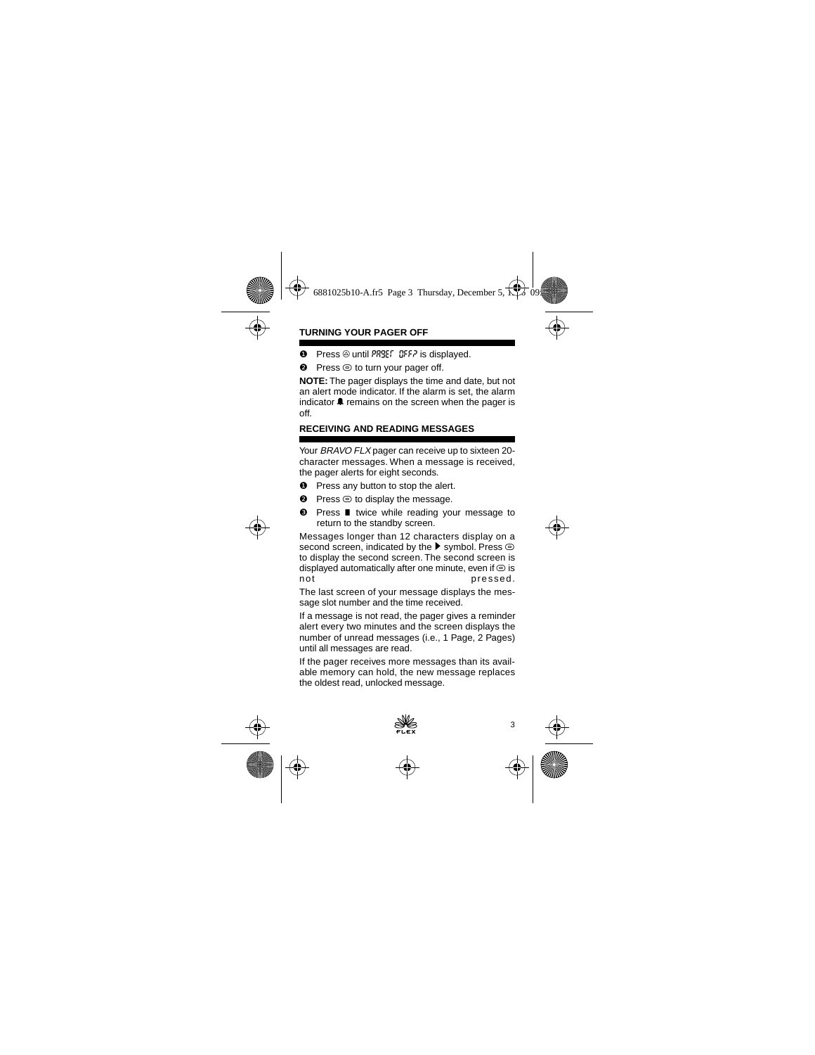## TURNING YOUR PAGER OFF

1. Press ⊗ until PAGER OFF? is displayed.
2. Press ⊜ to turn your pager off.

**NOTE:** The pager displays the time and date, but not an alert mode indicator. If the alarm is set, the alarm indicator 🔔 remains on the screen when the pager is off.

## RECEIVING AND READING MESSAGES

Your *BRAVO FLX* pager can receive up to sixteen 20-character messages. When a message is received, the pager alerts for eight seconds.

1. Press any button to stop the alert.
2. Press ⊜ to display the message.
3. Press ∎ twice while reading your message to return to the standby screen.

Messages longer than 12 characters display on a second screen, indicated by the ▶ symbol. Press ⊜ to display the second screen. The second screen is displayed automatically after one minute, even if ⊜ is not pressed.

The last screen of your message displays the message slot number and the time received.

If a message is not read, the pager gives a reminder alert every two minutes and the screen displays the number of unread messages (i.e., 1 Page, 2 Pages) until all messages are read.

If the pager receives more messages than its available memory can hold, the new message replaces the oldest read, unlocked message.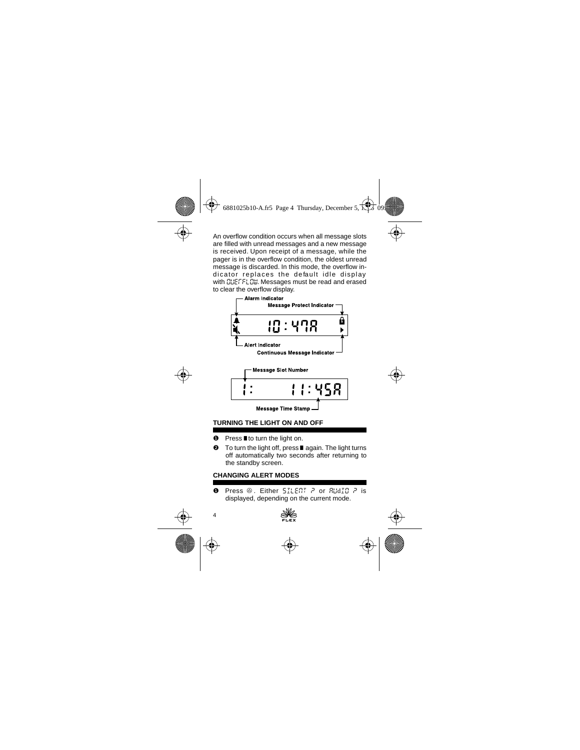An overflow condition occurs when all message slots are filled with unread messages and a new message is received. Upon receipt of a message, while the pager is in the overflow condition, the oldest unread message is discarded. In this mode, the overflow indicator replaces the default idle display with OVERFLOW. Messages must be read and erased to clear the overflow display.

Alarm Indicator

Message Protect Indicator

10:47A

Alert Indicator

Continuous Message Indicator

Message Slot Number

1: 11:45A

Message Time Stamp

## TURNING THE LIGHT ON AND OFF

❶ Press ■ to turn the light on.

❷ To turn the light off, press ■ again. The light turns off automatically two seconds after returning to the standby screen.

## CHANGING ALERT MODES

❶ Press ⊜. Either SILENT ? or AUdIO ? is displayed, depending on the current mode.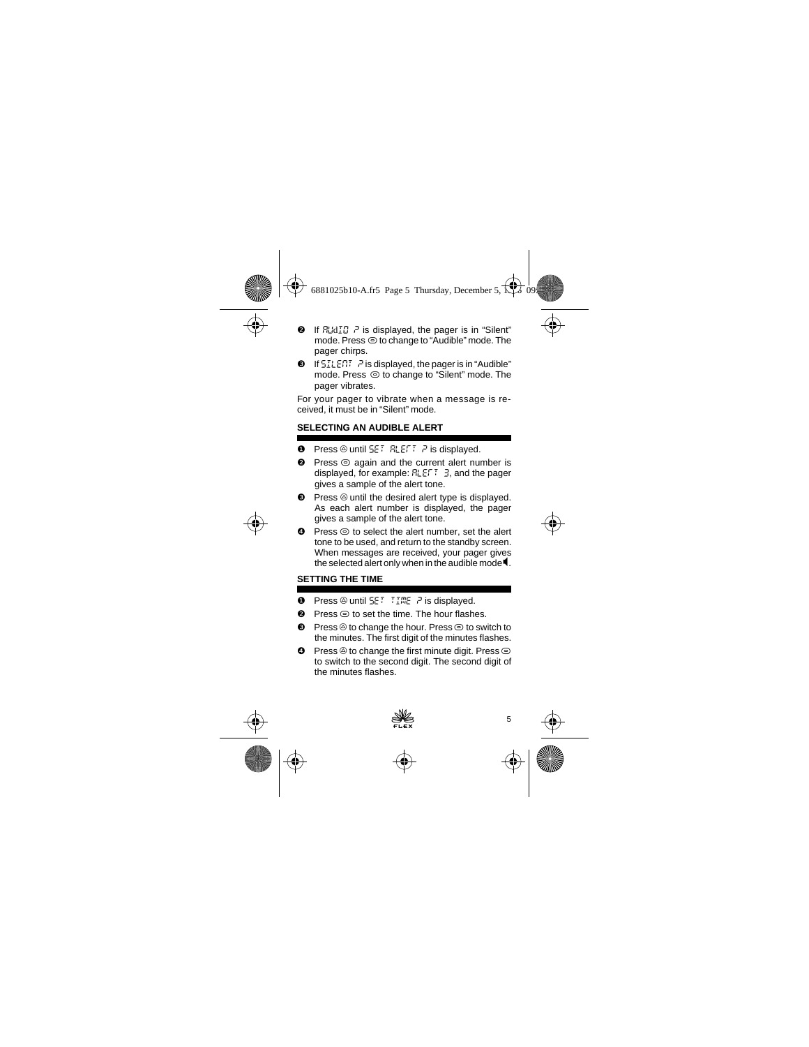❷ If AUdIO ? is displayed, the pager is in "Silent" mode. Press ⊜ to change to "Audible" mode. The pager chirps.

❸ If SILENT ? is displayed, the pager is in "Audible" mode. Press ⊜ to change to "Silent" mode. The pager vibrates.

For your pager to vibrate when a message is received, it must be in "Silent" mode.

## SELECTING AN AUDIBLE ALERT

❶ Press ⊗ until SET ALERT ? is displayed.

❷ Press ⊜ again and the current alert number is displayed, for example: ALERT 3, and the pager gives a sample of the alert tone.

❸ Press ⊗ until the desired alert type is displayed. As each alert number is displayed, the pager gives a sample of the alert tone.

❹ Press ⊜ to select the alert number, set the alert tone to be used, and return to the standby screen. When messages are received, your pager gives the selected alert only when in the audible mode.

## SETTING THE TIME

❶ Press ⊗ until SET TIME ? is displayed.

❷ Press ⊜ to set the time. The hour flashes.

❸ Press ⊗ to change the hour. Press ⊜ to switch to the minutes. The first digit of the minutes flashes.

❹ Press ⊗ to change the first minute digit. Press ⊜ to switch to the second digit. The second digit of the minutes flashes.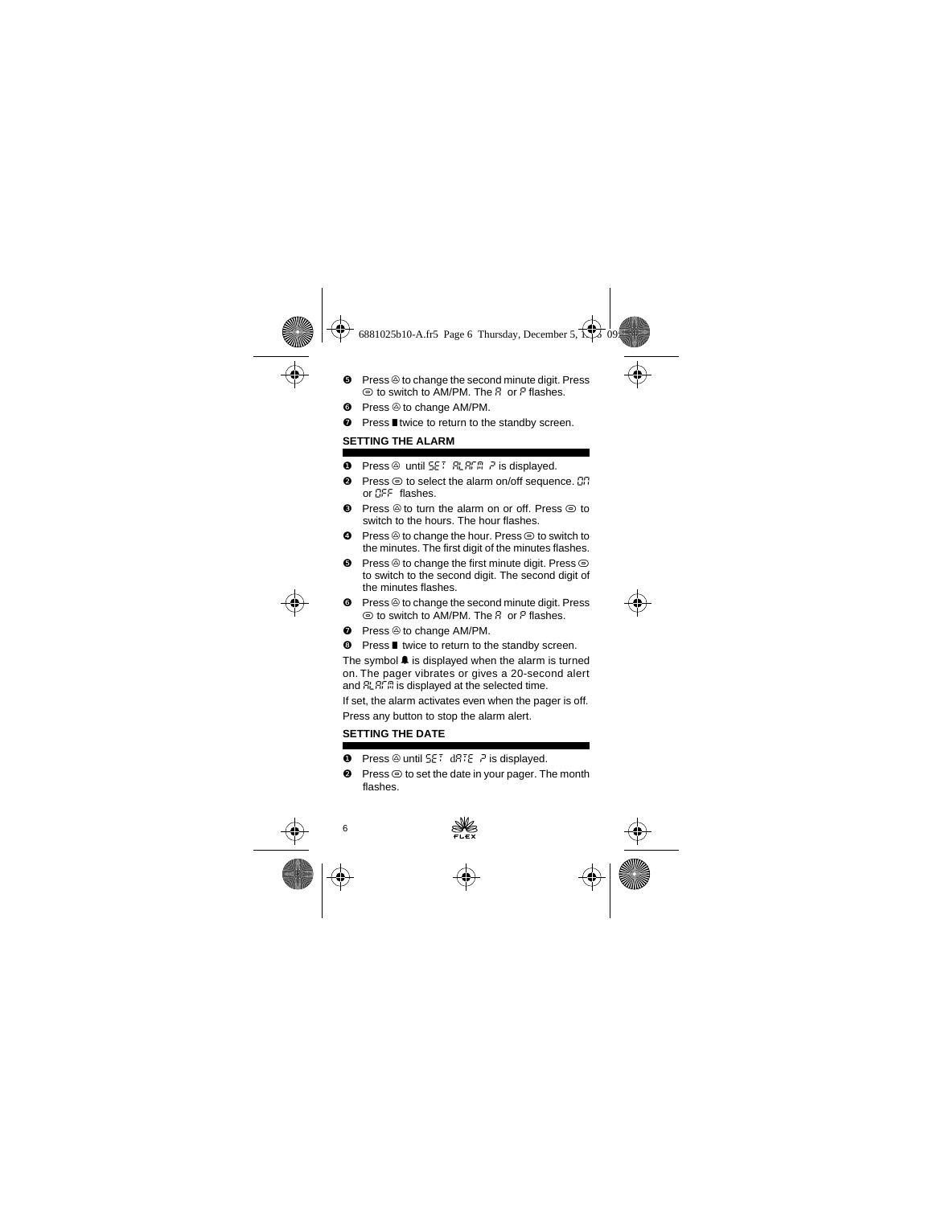5. Press ⓐ to change the second minute digit. Press ⓔ to switch to AM/PM. The A or P flashes.
6. Press ⓐ to change AM/PM.
7. Press ■ twice to return to the standby screen.

## SETTING THE ALARM

1. Press ⓐ until SET ALARM ? is displayed.
2. Press ⓔ to select the alarm on/off sequence. ON or OFF flashes.
3. Press ⓐ to turn the alarm on or off. Press ⓔ to switch to the hours. The hour flashes.
4. Press ⓐ to change the hour. Press ⓔ to switch to the minutes. The first digit of the minutes flashes.
5. Press ⓐ to change the first minute digit. Press ⓔ to switch to the second digit. The second digit of the minutes flashes.
6. Press ⓐ to change the second minute digit. Press ⓔ to switch to AM/PM. The A or P flashes.
7. Press ⓐ to change AM/PM.
8. Press ■ twice to return to the standby screen.

The symbol 🔔 is displayed when the alarm is turned on. The pager vibrates or gives a 20-second alert and ALARM is displayed at the selected time.

If set, the alarm activates even when the pager is off.

Press any button to stop the alarm alert.

## SETTING THE DATE

1. Press ⓐ until SET dATE ? is displayed.
2. Press ⓔ to set the date in your pager. The month flashes.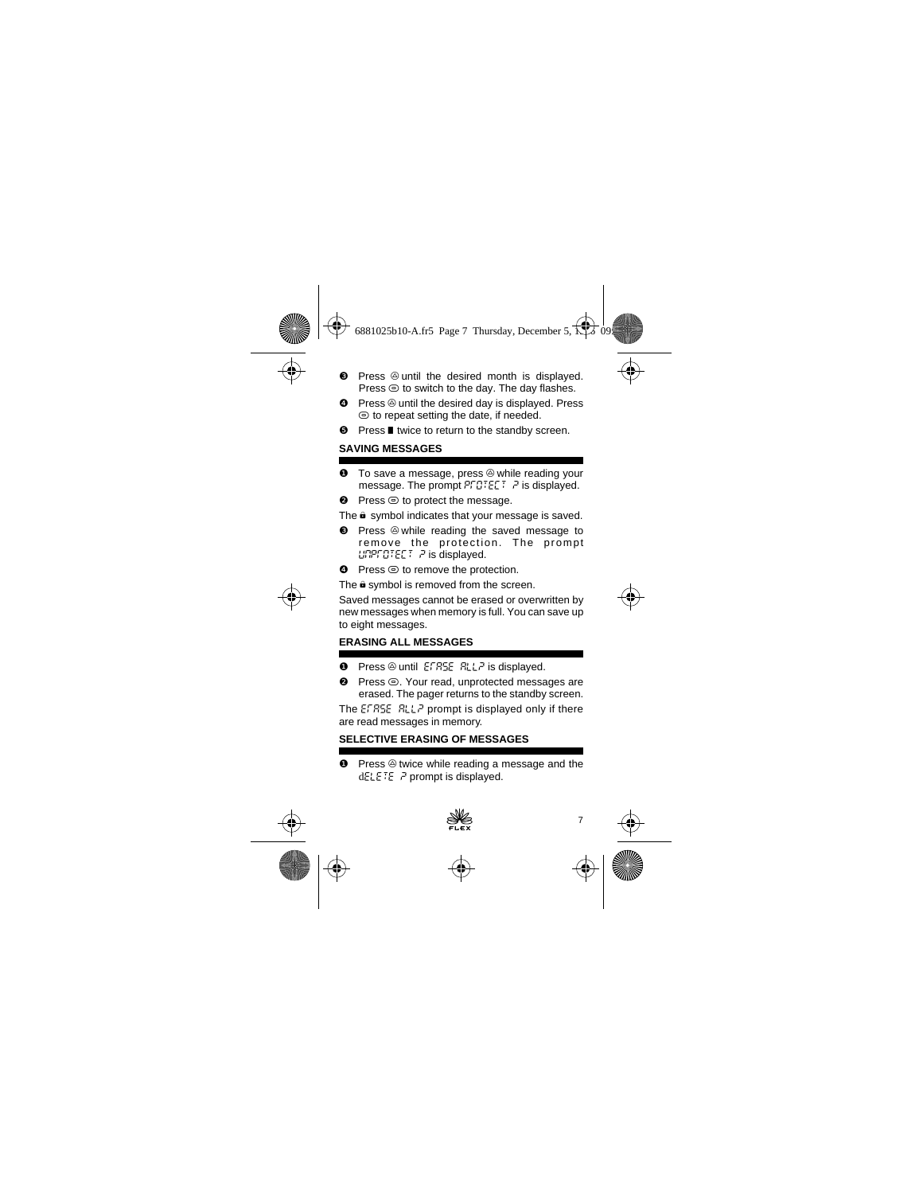❸ Press ⓐ until the desired month is displayed. Press ⓔ to switch to the day. The day flashes.

❹ Press ⓐ until the desired day is displayed. Press ⓔ to repeat setting the date, if needed.

❺ Press ■ twice to return to the standby screen.

### SAVING MESSAGES

❶ To save a message, press ⓐ while reading your message. The prompt PROTECT ? is displayed.

❷ Press ⓔ to protect the message.

The 🔒 symbol indicates that your message is saved.

❸ Press ⓐ while reading the saved message to remove the protection. The prompt UNPROTECT ? is displayed.

❹ Press ⓔ to remove the protection.

The 🔒 symbol is removed from the screen.

Saved messages cannot be erased or overwritten by new messages when memory is full. You can save up to eight messages.

### ERASING ALL MESSAGES

❶ Press ⓐ until ERASE ALL? is displayed.

❷ Press ⓔ. Your read, unprotected messages are erased. The pager returns to the standby screen.

The ERASE ALL? prompt is displayed only if there are read messages in memory.

### SELECTIVE ERASING OF MESSAGES

❶ Press ⓐ twice while reading a message and the dELETE ? prompt is displayed.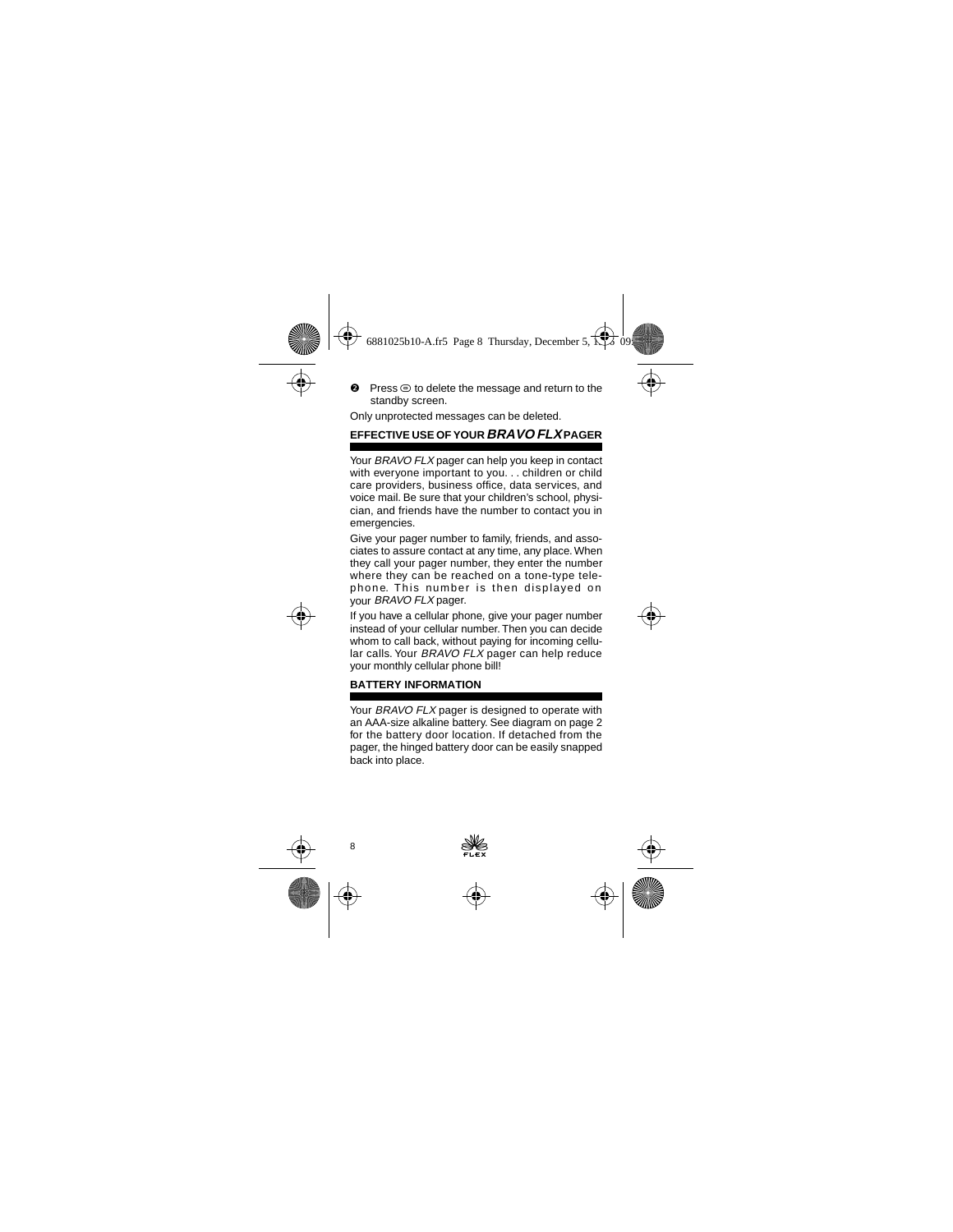❷ Press ⊜ to delete the message and return to the standby screen.

Only unprotected messages can be deleted.

## EFFECTIVE USE OF YOUR *BRAVO FLX* PAGER

Your *BRAVO FLX* pager can help you keep in contact with everyone important to you. . . children or child care providers, business office, data services, and voice mail. Be sure that your children's school, physician, and friends have the number to contact you in emergencies.

Give your pager number to family, friends, and associates to assure contact at any time, any place. When they call your pager number, they enter the number where they can be reached on a tone-type telephone. This number is then displayed on your *BRAVO FLX* pager.

If you have a cellular phone, give your pager number instead of your cellular number. Then you can decide whom to call back, without paying for incoming cellular calls. Your *BRAVO FLX* pager can help reduce your monthly cellular phone bill!

## BATTERY INFORMATION

Your *BRAVO FLX* pager is designed to operate with an AAA-size alkaline battery. See diagram on page 2 for the battery door location. If detached from the pager, the hinged battery door can be easily snapped back into place.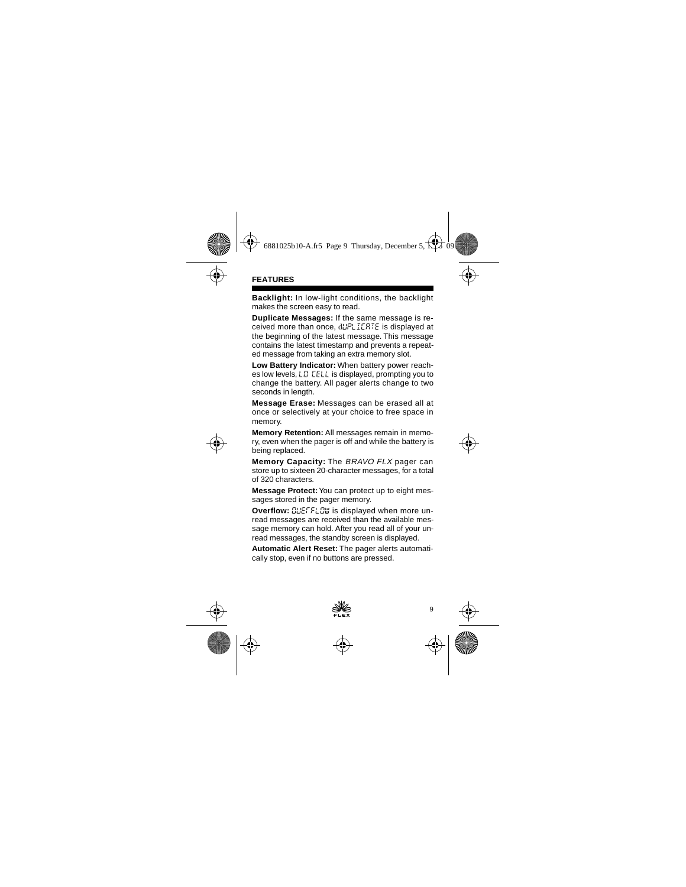## FEATURES

**Backlight:** In low-light conditions, the backlight makes the screen easy to read.

**Duplicate Messages:** If the same message is received more than once, dUPLICATE is displayed at the beginning of the latest message. This message contains the latest timestamp and prevents a repeated message from taking an extra memory slot.

**Low Battery Indicator:** When battery power reaches low levels, LO CELL is displayed, prompting you to change the battery. All pager alerts change to two seconds in length.

**Message Erase:** Messages can be erased all at once or selectively at your choice to free space in memory.

**Memory Retention:** All messages remain in memory, even when the pager is off and while the battery is being replaced.

**Memory Capacity:** The *BRAVO FLX* pager can store up to sixteen 20-character messages, for a total of 320 characters.

**Message Protect:** You can protect up to eight messages stored in the pager memory.

**Overflow:** OVERFLOW is displayed when more unread messages are received than the available message memory can hold. After you read all of your unread messages, the standby screen is displayed.

**Automatic Alert Reset:** The pager alerts automatically stop, even if no buttons are pressed.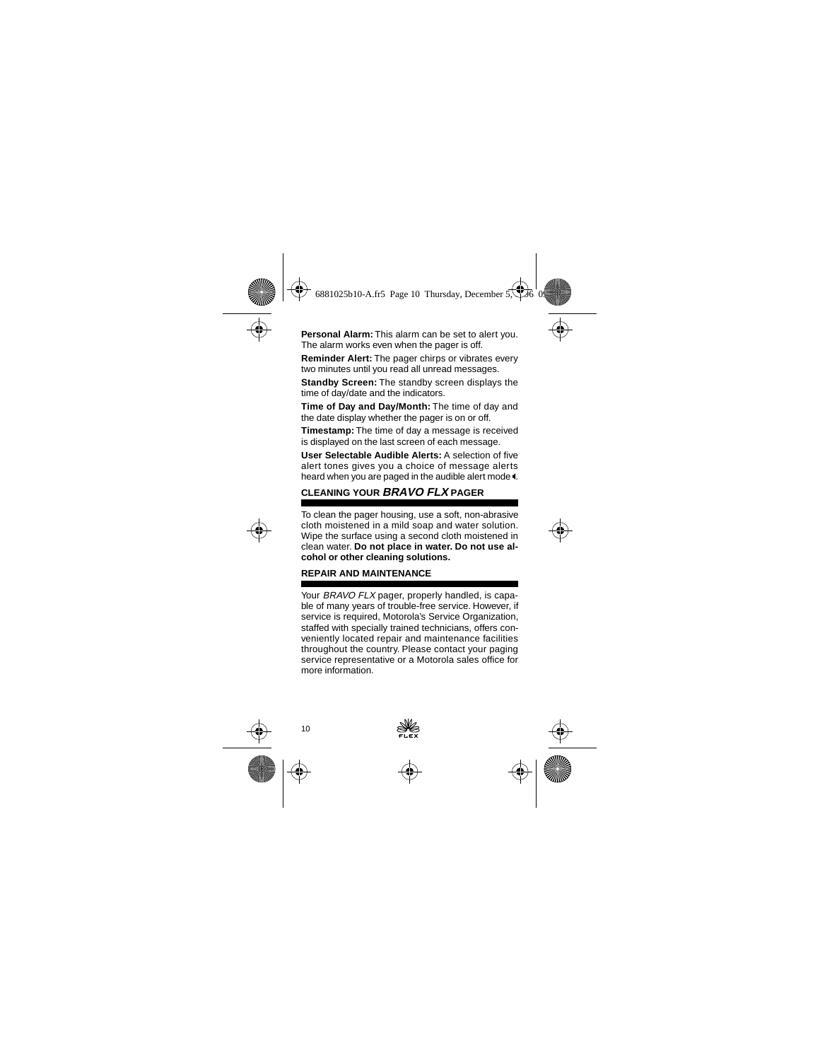**Personal Alarm:** This alarm can be set to alert you. The alarm works even when the pager is off.

**Reminder Alert:** The pager chirps or vibrates every two minutes until you read all unread messages.

**Standby Screen:** The standby screen displays the time of day/date and the indicators.

**Time of Day and Day/Month:** The time of day and the date display whether the pager is on or off.

**Timestamp:** The time of day a message is received is displayed on the last screen of each message.

**User Selectable Audible Alerts:** A selection of five alert tones gives you a choice of message alerts heard when you are paged in the audible alert mode.

## CLEANING YOUR *BRAVO FLX* PAGER

To clean the pager housing, use a soft, non-abrasive cloth moistened in a mild soap and water solution. Wipe the surface using a second cloth moistened in clean water. **Do not place in water. Do not use alcohol or other cleaning solutions.**

## REPAIR AND MAINTENANCE

Your *BRAVO FLX* pager, properly handled, is capable of many years of trouble-free service. However, if service is required, Motorola's Service Organization, staffed with specially trained technicians, offers conveniently located repair and maintenance facilities throughout the country. Please contact your paging service representative or a Motorola sales office for more information.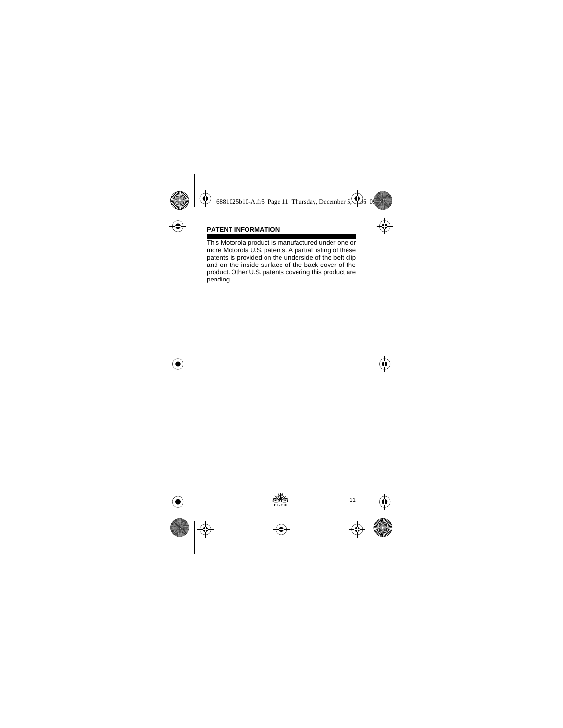## PATENT INFORMATION

This Motorola product is manufactured under one or more Motorola U.S. patents. A partial listing of these patents is provided on the underside of the belt clip and on the inside surface of the back cover of the product. Other U.S. patents covering this product are pending.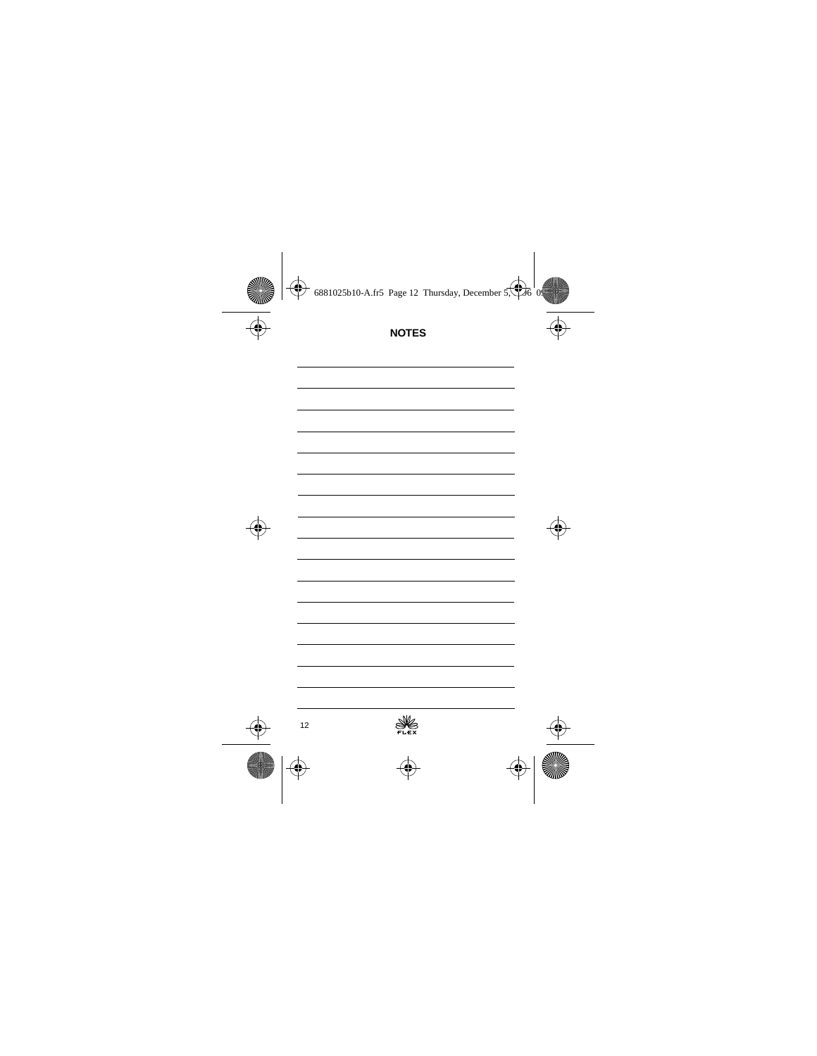## NOTES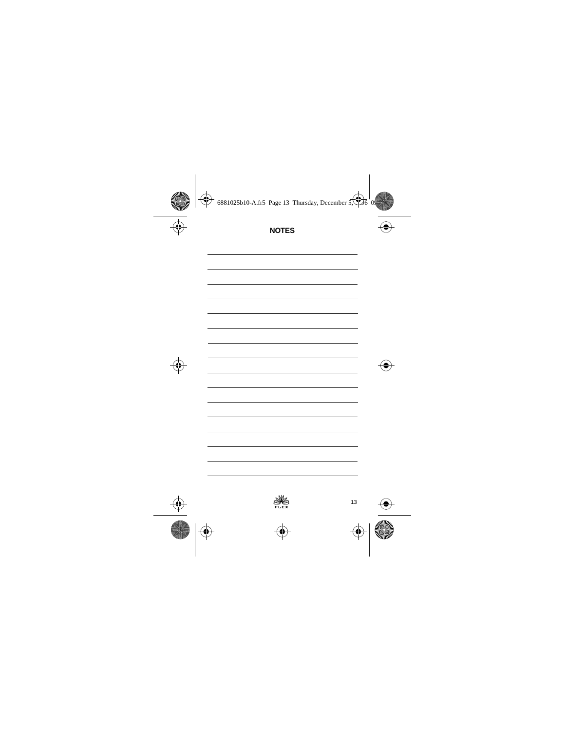# NOTES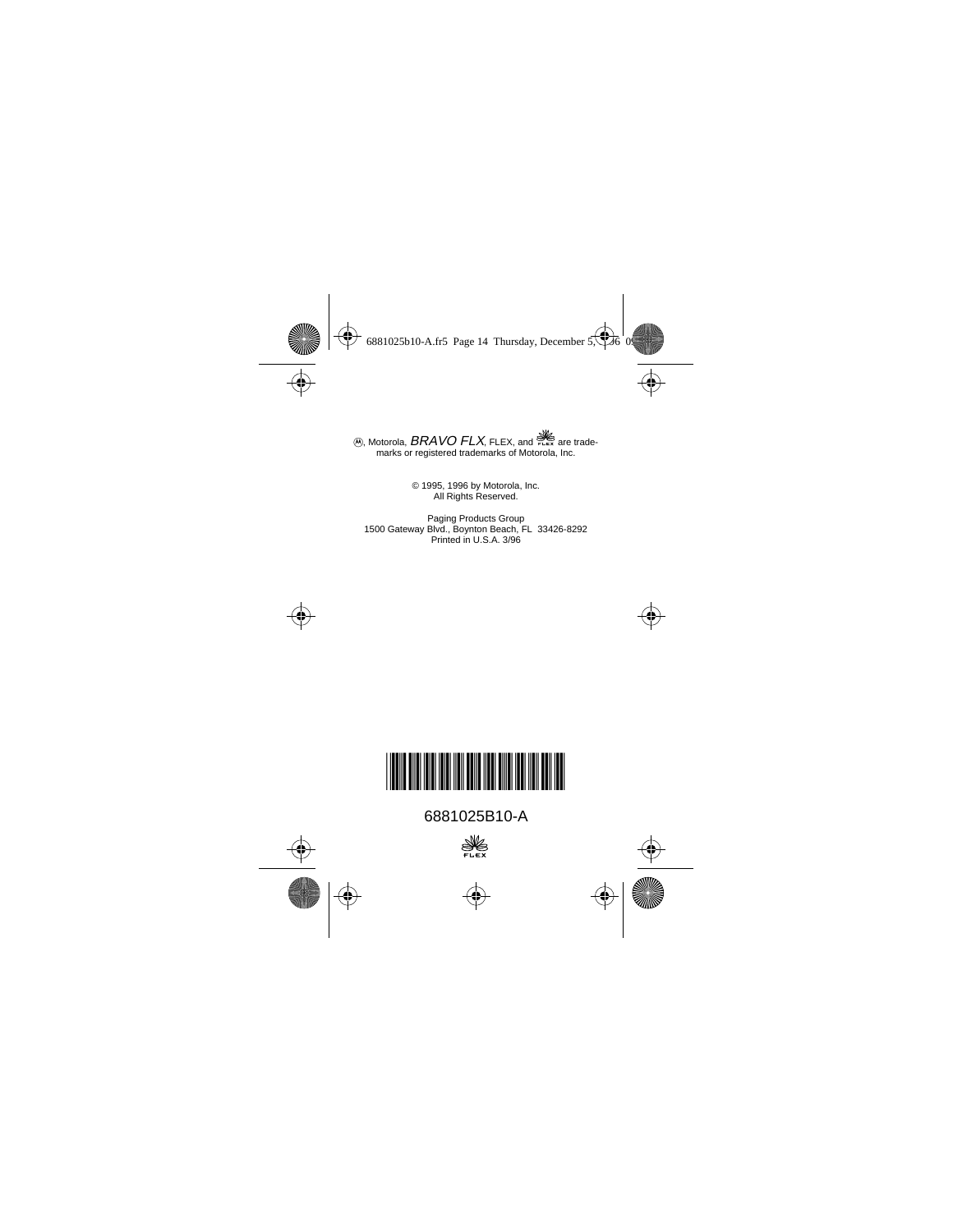Ⓜ, Motorola, *BRAVO FLX*, FLEX, and FLEX are trademarks or registered trademarks of Motorola, Inc.

© 1995, 1996 by Motorola, Inc.
All Rights Reserved.

Paging Products Group
1500 Gateway Blvd., Boynton Beach, FL 33426-8292
Printed in U.S.A. 3/96

6881025B10-A

FLEX